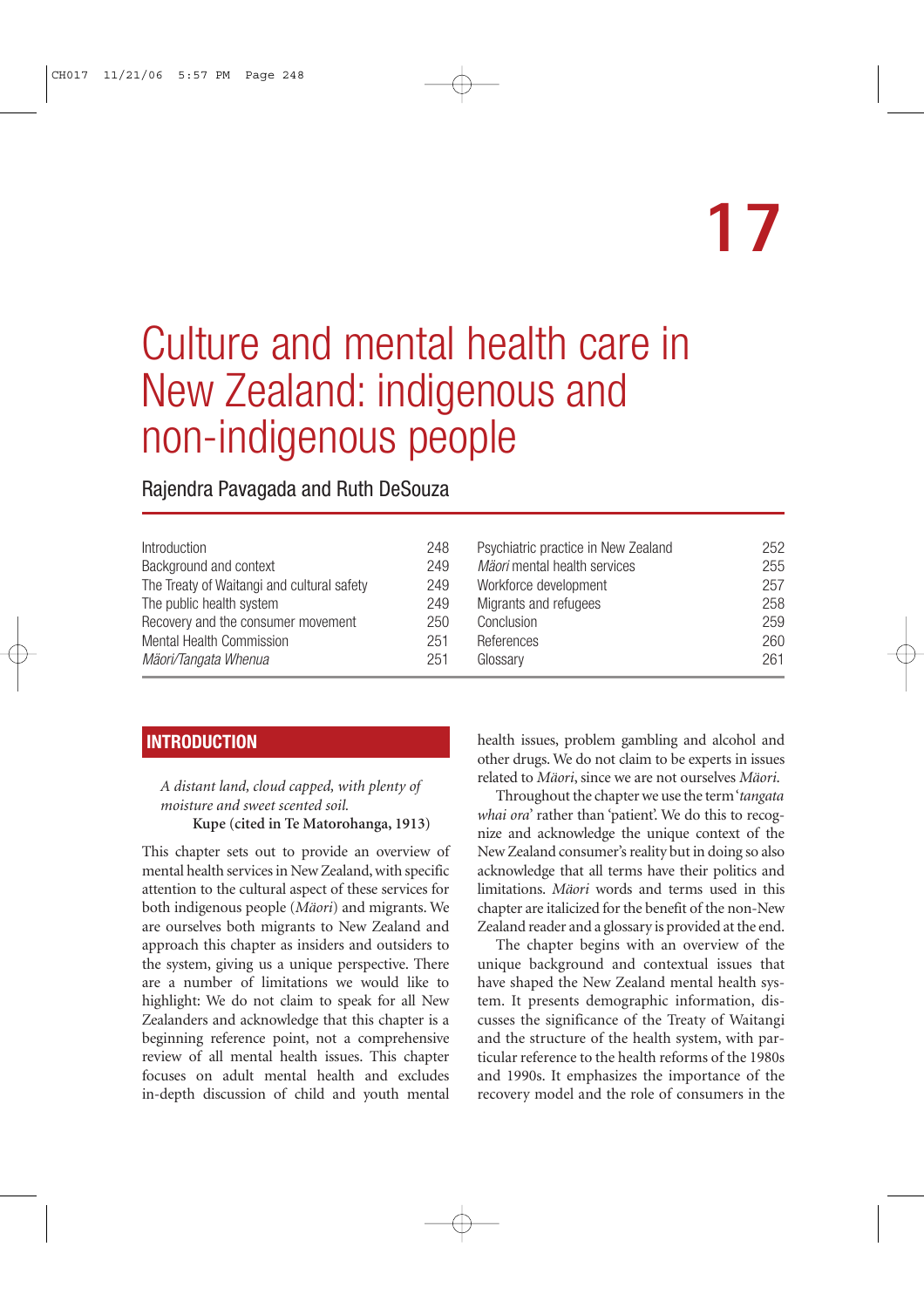# 17

# Culture and mental health care in New Zealand: indigenous and non-indigenous people

Rajendra Pavagada and Ruth DeSouza

| | | | |
|---|---|---|---|
| Introduction | 248 | Psychiatric practice in New Zealand | 252 |
| Background and context | 249 | *Mäori* mental health services | 255 |
| The Treaty of Waitangi and cultural safety | 249 | Workforce development | 257 |
| The public health system | 249 | Migrants and refugees | 258 |
| Recovery and the consumer movement | 250 | Conclusion | 259 |
| Mental Health Commission | 251 | References | 260 |
| *Mäori/Tangata Whenua* | 251 | Glossary | 261 |

## INTRODUCTION

> *A distant land, cloud capped, with plenty of moisture and sweet scented soil.*
>
> **Kupe (cited in Te Matorohanga, 1913)**

This chapter sets out to provide an overview of mental health services in New Zealand, with specific attention to the cultural aspect of these services for both indigenous people (*Mäori*) and migrants. We are ourselves both migrants to New Zealand and approach this chapter as insiders and outsiders to the system, giving us a unique perspective. There are a number of limitations we would like to highlight: We do not claim to speak for all New Zealanders and acknowledge that this chapter is a beginning reference point, not a comprehensive review of all mental health issues. This chapter focuses on adult mental health and excludes in-depth discussion of child and youth mental health issues, problem gambling and alcohol and other drugs. We do not claim to be experts in issues related to *Mäori*, since we are not ourselves *Mäori*.

Throughout the chapter we use the term '*tangata whai ora*' rather than 'patient'. We do this to recognize and acknowledge the unique context of the New Zealand consumer's reality but in doing so also acknowledge that all terms have their politics and limitations. *Mäori* words and terms used in this chapter are italicized for the benefit of the non-New Zealand reader and a glossary is provided at the end.

The chapter begins with an overview of the unique background and contextual issues that have shaped the New Zealand mental health system. It presents demographic information, discusses the significance of the Treaty of Waitangi and the structure of the health system, with particular reference to the health reforms of the 1980s and 1990s. It emphasizes the importance of the recovery model and the role of consumers in the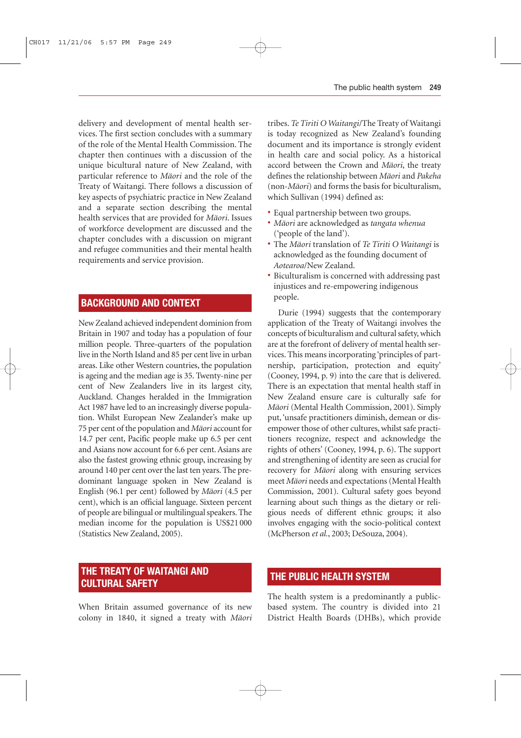delivery and development of mental health services. The first section concludes with a summary of the role of the Mental Health Commission. The chapter then continues with a discussion of the unique bicultural nature of New Zealand, with particular reference to *Mäori* and the role of the Treaty of Waitangi. There follows a discussion of key aspects of psychiatric practice in New Zealand and a separate section describing the mental health services that are provided for *Mäori*. Issues of workforce development are discussed and the chapter concludes with a discussion on migrant and refugee communities and their mental health requirements and service provision.

## BACKGROUND AND CONTEXT

New Zealand achieved independent dominion from Britain in 1907 and today has a population of four million people. Three-quarters of the population live in the North Island and 85 per cent live in urban areas. Like other Western countries, the population is ageing and the median age is 35. Twenty-nine per cent of New Zealanders live in its largest city, Auckland. Changes heralded in the Immigration Act 1987 have led to an increasingly diverse population. Whilst European New Zealander's make up 75 per cent of the population and *Mäori* account for 14.7 per cent, Pacific people make up 6.5 per cent and Asians now account for 6.6 per cent. Asians are also the fastest growing ethnic group, increasing by around 140 per cent over the last ten years. The predominant language spoken in New Zealand is English (96.1 per cent) followed by *Mäori* (4.5 per cent), which is an official language. Sixteen percent of people are bilingual or multilingual speakers. The median income for the population is US$21 000 (Statistics New Zealand, 2005).

## THE TREATY OF WAITANGI AND CULTURAL SAFETY

When Britain assumed governance of its new colony in 1840, it signed a treaty with *Mäori* tribes. *Te Tiriti O Waitangi*/The Treaty of Waitangi is today recognized as New Zealand's founding document and its importance is strongly evident in health care and social policy. As a historical accord between the Crown and *Mäori*, the treaty defines the relationship between *Mäori* and *Pakeha* (non-*Mäori*) and forms the basis for biculturalism, which Sullivan (1994) defined as:

- Equal partnership between two groups.
- *Mäori* are acknowledged as *tangata whenua* ('people of the land').
- The *Mäori* translation of *Te Tiriti O Waitangi* is acknowledged as the founding document of *Aotearoa*/New Zealand.
- Biculturalism is concerned with addressing past injustices and re-empowering indigenous people.

Durie (1994) suggests that the contemporary application of the Treaty of Waitangi involves the concepts of biculturalism and cultural safety, which are at the forefront of delivery of mental health services. This means incorporating 'principles of partnership, participation, protection and equity' (Cooney, 1994, p. 9) into the care that is delivered. There is an expectation that mental health staff in New Zealand ensure care is culturally safe for *Mäori* (Mental Health Commission, 2001). Simply put, 'unsafe practitioners diminish, demean or disempower those of other cultures, whilst safe practitioners recognize, respect and acknowledge the rights of others' (Cooney, 1994, p. 6). The support and strengthening of identity are seen as crucial for recovery for *Mäori* along with ensuring services meet *Mäori* needs and expectations (Mental Health Commission, 2001). Cultural safety goes beyond learning about such things as the dietary or religious needs of different ethnic groups; it also involves engaging with the socio-political context (McPherson *et al.*, 2003; DeSouza, 2004).

## THE PUBLIC HEALTH SYSTEM

The health system is a predominantly a public-based system. The country is divided into 21 District Health Boards (DHBs), which provide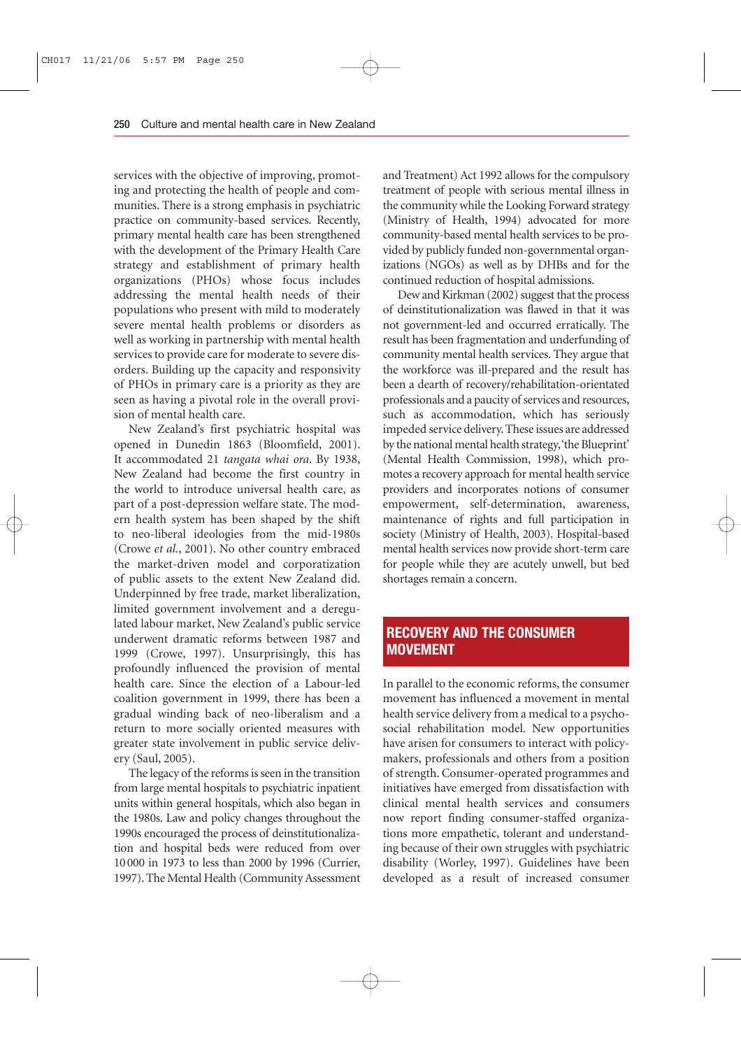services with the objective of improving, promoting and protecting the health of people and communities. There is a strong emphasis in psychiatric practice on community-based services. Recently, primary mental health care has been strengthened with the development of the Primary Health Care strategy and establishment of primary health organizations (PHOs) whose focus includes addressing the mental health needs of their populations who present with mild to moderately severe mental health problems or disorders as well as working in partnership with mental health services to provide care for moderate to severe disorders. Building up the capacity and responsivity of PHOs in primary care is a priority as they are seen as having a pivotal role in the overall provision of mental health care.

New Zealand's first psychiatric hospital was opened in Dunedin 1863 (Bloomfield, 2001). It accommodated 21 *tangata whai ora*. By 1938, New Zealand had become the first country in the world to introduce universal health care, as part of a post-depression welfare state. The modern health system has been shaped by the shift to neo-liberal ideologies from the mid-1980s (Crowe *et al.*, 2001). No other country embraced the market-driven model and corporatization of public assets to the extent New Zealand did. Underpinned by free trade, market liberalization, limited government involvement and a deregulated labour market, New Zealand's public service underwent dramatic reforms between 1987 and 1999 (Crowe, 1997). Unsurprisingly, this has profoundly influenced the provision of mental health care. Since the election of a Labour-led coalition government in 1999, there has been a gradual winding back of neo-liberalism and a return to more socially oriented measures with greater state involvement in public service delivery (Saul, 2005).

The legacy of the reforms is seen in the transition from large mental hospitals to psychiatric inpatient units within general hospitals, which also began in the 1980s. Law and policy changes throughout the 1990s encouraged the process of deinstitutionalization and hospital beds were reduced from over 10 000 in 1973 to less than 2000 by 1996 (Currier, 1997). The Mental Health (Community Assessment and Treatment) Act 1992 allows for the compulsory treatment of people with serious mental illness in the community while the Looking Forward strategy (Ministry of Health, 1994) advocated for more community-based mental health services to be provided by publicly funded non-governmental organizations (NGOs) as well as by DHBs and for the continued reduction of hospital admissions.

Dew and Kirkman (2002) suggest that the process of deinstitutionalization was flawed in that it was not government-led and occurred erratically. The result has been fragmentation and underfunding of community mental health services. They argue that the workforce was ill-prepared and the result has been a dearth of recovery/rehabilitation-orientated professionals and a paucity of services and resources, such as accommodation, which has seriously impeded service delivery. These issues are addressed by the national mental health strategy, 'the Blueprint' (Mental Health Commission, 1998), which promotes a recovery approach for mental health service providers and incorporates notions of consumer empowerment, self-determination, awareness, maintenance of rights and full participation in society (Ministry of Health, 2003). Hospital-based mental health services now provide short-term care for people while they are acutely unwell, but bed shortages remain a concern.

## RECOVERY AND THE CONSUMER MOVEMENT

In parallel to the economic reforms, the consumer movement has influenced a movement in mental health service delivery from a medical to a psychosocial rehabilitation model. New opportunities have arisen for consumers to interact with policymakers, professionals and others from a position of strength. Consumer-operated programmes and initiatives have emerged from dissatisfaction with clinical mental health services and consumers now report finding consumer-staffed organizations more empathetic, tolerant and understanding because of their own struggles with psychiatric disability (Worley, 1997). Guidelines have been developed as a result of increased consumer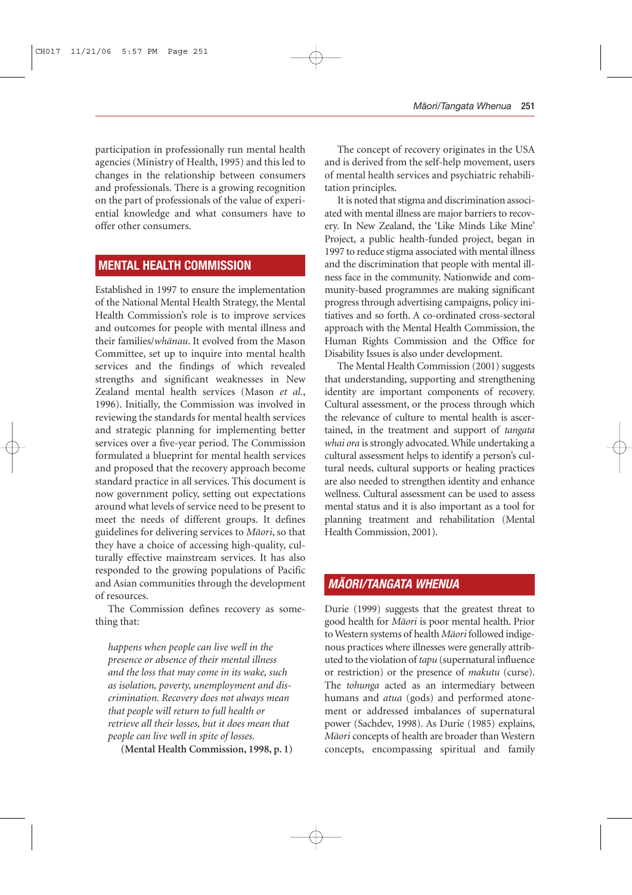participation in professionally run mental health agencies (Ministry of Health, 1995) and this led to changes in the relationship between consumers and professionals. There is a growing recognition on the part of professionals of the value of experiential knowledge and what consumers have to offer other consumers.

## MENTAL HEALTH COMMISSION

Established in 1997 to ensure the implementation of the National Mental Health Strategy, the Mental Health Commission's role is to improve services and outcomes for people with mental illness and their families/*whänau*. It evolved from the Mason Committee, set up to inquire into mental health services and the findings of which revealed strengths and significant weaknesses in New Zealand mental health services (Mason *et al.*, 1996). Initially, the Commission was involved in reviewing the standards for mental health services and strategic planning for implementing better services over a five-year period. The Commission formulated a blueprint for mental health services and proposed that the recovery approach become standard practice in all services. This document is now government policy, setting out expectations around what levels of service need to be present to meet the needs of different groups. It defines guidelines for delivering services to *Mäori*, so that they have a choice of accessing high-quality, culturally effective mainstream services. It has also responded to the growing populations of Pacific and Asian communities through the development of resources.

The Commission defines recovery as something that:

> *happens when people can live well in the presence or absence of their mental illness and the loss that may come in its wake, such as isolation, poverty, unemployment and discrimination. Recovery does not always mean that people will return to full health or retrieve all their losses, but it does mean that people can live well in spite of losses.*
>
> (**Mental Health Commission, 1998, p. 1**)

The concept of recovery originates in the USA and is derived from the self-help movement, users of mental health services and psychiatric rehabilitation principles.

It is noted that stigma and discrimination associated with mental illness are major barriers to recovery. In New Zealand, the 'Like Minds Like Mine' Project, a public health-funded project, began in 1997 to reduce stigma associated with mental illness and the discrimination that people with mental illness face in the community. Nationwide and community-based programmes are making significant progress through advertising campaigns, policy initiatives and so forth. A co-ordinated cross-sectoral approach with the Mental Health Commission, the Human Rights Commission and the Office for Disability Issues is also under development.

The Mental Health Commission (2001) suggests that understanding, supporting and strengthening identity are important components of recovery. Cultural assessment, or the process through which the relevance of culture to mental health is ascertained, in the treatment and support of *tangata whai ora* is strongly advocated. While undertaking a cultural assessment helps to identify a person's cultural needs, cultural supports or healing practices are also needed to strengthen identity and enhance wellness. Cultural assessment can be used to assess mental status and it is also important as a tool for planning treatment and rehabilitation (Mental Health Commission, 2001).

## *MÄORI/TANGATA WHENUA*

Durie (1999) suggests that the greatest threat to good health for *Mäori* is poor mental health. Prior to Western systems of health *Mäori* followed indigenous practices where illnesses were generally attributed to the violation of *tapu* (supernatural influence or restriction) or the presence of *makutu* (curse). The *tohunga* acted as an intermediary between humans and *atua* (gods) and performed atonement or addressed imbalances of supernatural power (Sachdev, 1998). As Durie (1985) explains, *Mäori* concepts of health are broader than Western concepts, encompassing spiritual and family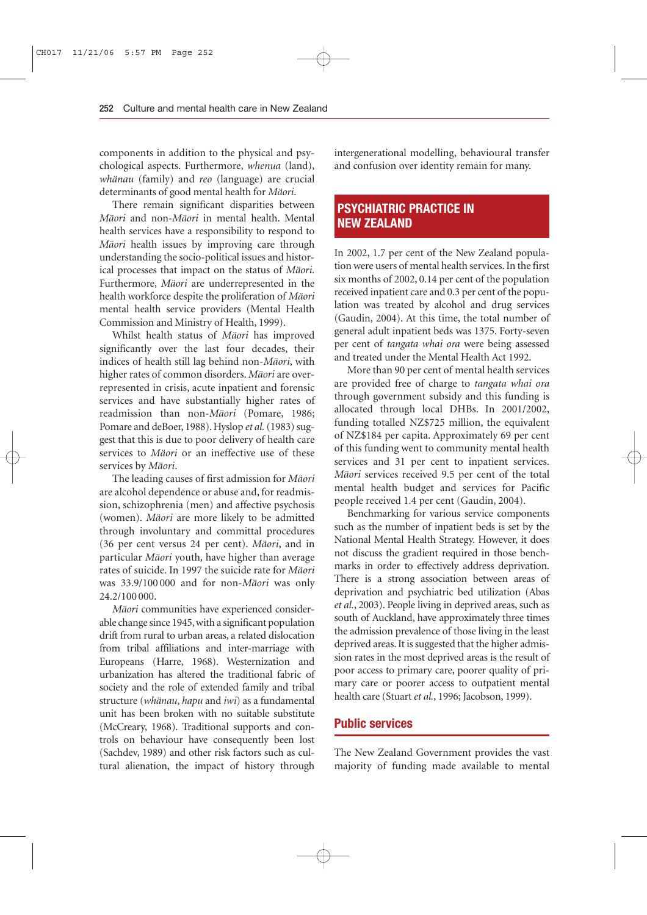components in addition to the physical and psychological aspects. Furthermore, *whenua* (land), *whänau* (family) and *reo* (language) are crucial determinants of good mental health for *Mäori*.

There remain significant disparities between *Mäori* and non-*Mäori* in mental health. Mental health services have a responsibility to respond to *Mäori* health issues by improving care through understanding the socio-political issues and historical processes that impact on the status of *Mäori.* Furthermore, *Mäori* are underrepresented in the health workforce despite the proliferation of *Mäori* mental health service providers (Mental Health Commission and Ministry of Health, 1999).

Whilst health status of *Mäori* has improved significantly over the last four decades, their indices of health still lag behind non-*Mäori*, with higher rates of common disorders. *Mäori* are overrepresented in crisis, acute inpatient and forensic services and have substantially higher rates of readmission than non-*Mäori* (Pomare, 1986; Pomare and deBoer, 1988). Hyslop *et al.* (1983) suggest that this is due to poor delivery of health care services to *Mäori* or an ineffective use of these services by *Mäori*.

The leading causes of first admission for *Mäori* are alcohol dependence or abuse and, for readmission, schizophrenia (men) and affective psychosis (women). *Mäori* are more likely to be admitted through involuntary and committal procedures (36 per cent versus 24 per cent). *Mäori*, and in particular *Mäori* youth, have higher than average rates of suicide. In 1997 the suicide rate for *Mäori* was 33.9/100 000 and for non-*Mäori* was only 24.2/100 000.

*Mäori* communities have experienced considerable change since 1945, with a significant population drift from rural to urban areas, a related dislocation from tribal affiliations and inter-marriage with Europeans (Harre, 1968). Westernization and urbanization has altered the traditional fabric of society and the role of extended family and tribal structure (*whänau*, *hapu* and *iwi*) as a fundamental unit has been broken with no suitable substitute (McCreary, 1968). Traditional supports and controls on behaviour have consequently been lost (Sachdev, 1989) and other risk factors such as cultural alienation, the impact of history through intergenerational modelling, behavioural transfer and confusion over identity remain for many.

## PSYCHIATRIC PRACTICE IN NEW ZEALAND

In 2002, 1.7 per cent of the New Zealand population were users of mental health services. In the first six months of 2002, 0.14 per cent of the population received inpatient care and 0.3 per cent of the population was treated by alcohol and drug services (Gaudin, 2004). At this time, the total number of general adult inpatient beds was 1375. Forty-seven per cent of *tangata whai ora* were being assessed and treated under the Mental Health Act 1992.

More than 90 per cent of mental health services are provided free of charge to *tangata whai ora* through government subsidy and this funding is allocated through local DHBs. In 2001/2002, funding totalled NZ$725 million, the equivalent of NZ$184 per capita. Approximately 69 per cent of this funding went to community mental health services and 31 per cent to inpatient services. *Mäori* services received 9.5 per cent of the total mental health budget and services for Pacific people received 1.4 per cent (Gaudin, 2004).

Benchmarking for various service components such as the number of inpatient beds is set by the National Mental Health Strategy. However, it does not discuss the gradient required in those benchmarks in order to effectively address deprivation. There is a strong association between areas of deprivation and psychiatric bed utilization (Abas *et al.*, 2003). People living in deprived areas, such as south of Auckland, have approximately three times the admission prevalence of those living in the least deprived areas. It is suggested that the higher admission rates in the most deprived areas is the result of poor access to primary care, poorer quality of primary care or poorer access to outpatient mental health care (Stuart *et al.*, 1996; Jacobson, 1999).

### Public services

The New Zealand Government provides the vast majority of funding made available to mental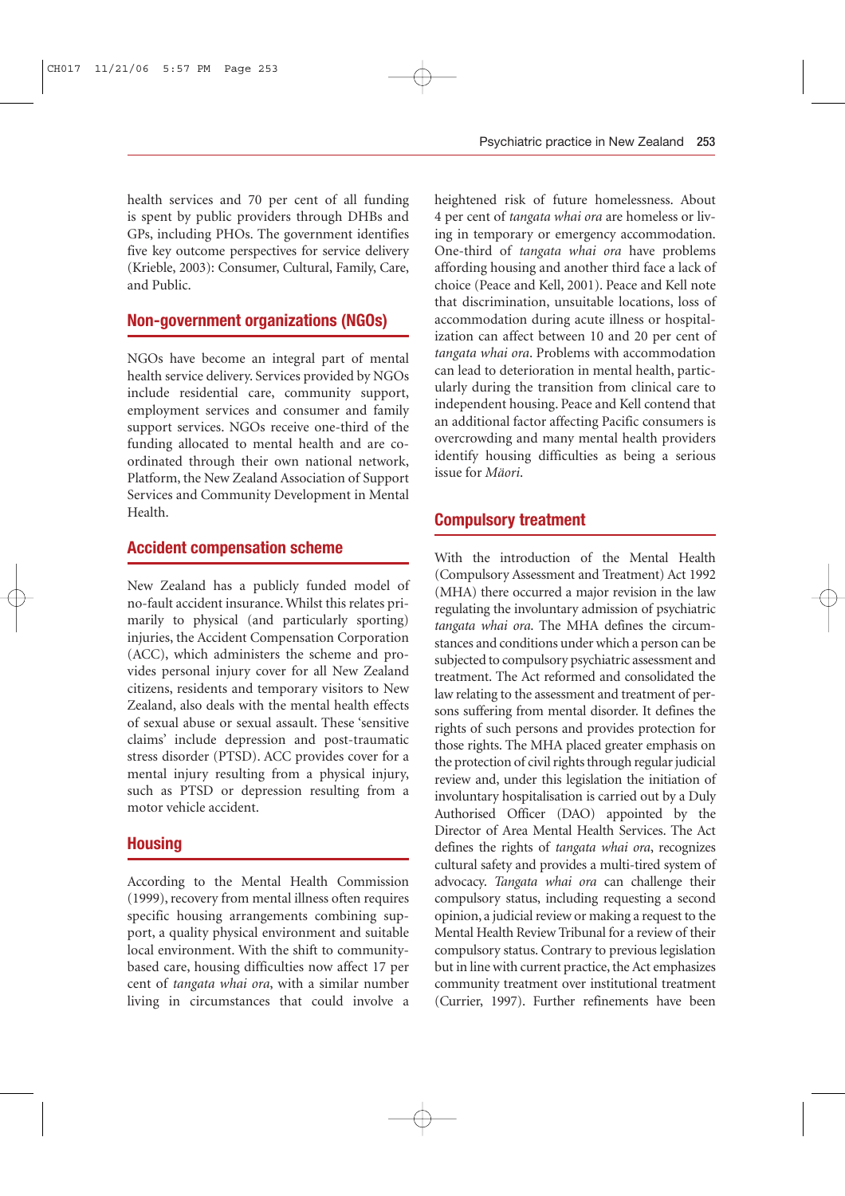health services and 70 per cent of all funding is spent by public providers through DHBs and GPs, including PHOs. The government identifies five key outcome perspectives for service delivery (Krieble, 2003): Consumer, Cultural, Family, Care, and Public.

## Non-government organizations (NGOs)

NGOs have become an integral part of mental health service delivery. Services provided by NGOs include residential care, community support, employment services and consumer and family support services. NGOs receive one-third of the funding allocated to mental health and are co-ordinated through their own national network, Platform, the New Zealand Association of Support Services and Community Development in Mental Health.

## Accident compensation scheme

New Zealand has a publicly funded model of no-fault accident insurance. Whilst this relates primarily to physical (and particularly sporting) injuries, the Accident Compensation Corporation (ACC), which administers the scheme and provides personal injury cover for all New Zealand citizens, residents and temporary visitors to New Zealand, also deals with the mental health effects of sexual abuse or sexual assault. These 'sensitive claims' include depression and post-traumatic stress disorder (PTSD). ACC provides cover for a mental injury resulting from a physical injury, such as PTSD or depression resulting from a motor vehicle accident.

## Housing

According to the Mental Health Commission (1999), recovery from mental illness often requires specific housing arrangements combining support, a quality physical environment and suitable local environment. With the shift to community-based care, housing difficulties now affect 17 per cent of *tangata whai ora*, with a similar number living in circumstances that could involve a heightened risk of future homelessness. About 4 per cent of *tangata whai ora* are homeless or living in temporary or emergency accommodation. One-third of *tangata whai ora* have problems affording housing and another third face a lack of choice (Peace and Kell, 2001). Peace and Kell note that discrimination, unsuitable locations, loss of accommodation during acute illness or hospitalization can affect between 10 and 20 per cent of *tangata whai ora*. Problems with accommodation can lead to deterioration in mental health, particularly during the transition from clinical care to independent housing. Peace and Kell contend that an additional factor affecting Pacific consumers is overcrowding and many mental health providers identify housing difficulties as being a serious issue for *Māori*.

## Compulsory treatment

With the introduction of the Mental Health (Compulsory Assessment and Treatment) Act 1992 (MHA) there occurred a major revision in the law regulating the involuntary admission of psychiatric *tangata whai ora*. The MHA defines the circumstances and conditions under which a person can be subjected to compulsory psychiatric assessment and treatment. The Act reformed and consolidated the law relating to the assessment and treatment of persons suffering from mental disorder. It defines the rights of such persons and provides protection for those rights. The MHA placed greater emphasis on the protection of civil rights through regular judicial review and, under this legislation the initiation of involuntary hospitalisation is carried out by a Duly Authorised Officer (DAO) appointed by the Director of Area Mental Health Services. The Act defines the rights of *tangata whai ora*, recognizes cultural safety and provides a multi-tired system of advocacy. *Tangata whai ora* can challenge their compulsory status, including requesting a second opinion, a judicial review or making a request to the Mental Health Review Tribunal for a review of their compulsory status. Contrary to previous legislation but in line with current practice, the Act emphasizes community treatment over institutional treatment (Currier, 1997). Further refinements have been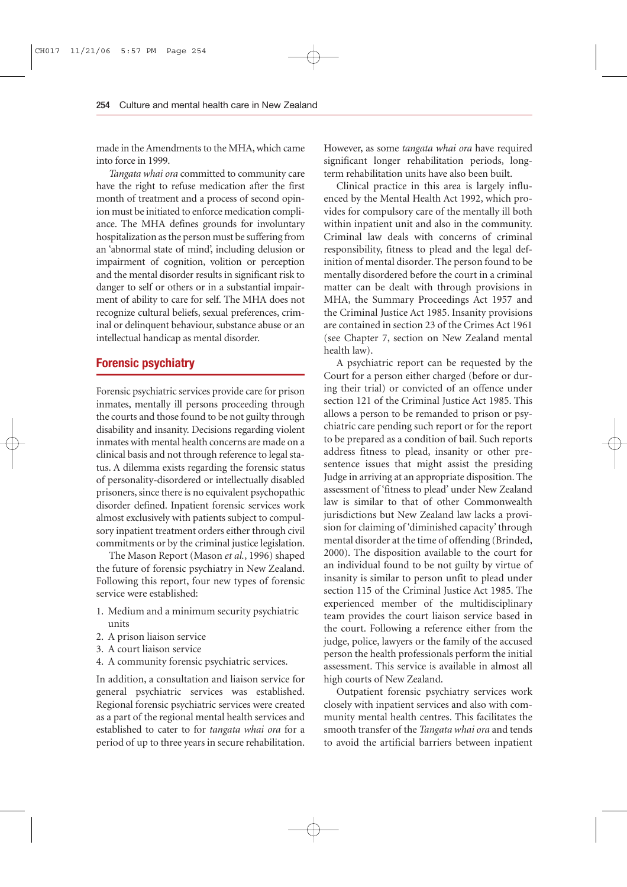made in the Amendments to the MHA, which came into force in 1999.

*Tangata whai ora* committed to community care have the right to refuse medication after the first month of treatment and a process of second opinion must be initiated to enforce medication compliance. The MHA defines grounds for involuntary hospitalization as the person must be suffering from an 'abnormal state of mind', including delusion or impairment of cognition, volition or perception and the mental disorder results in significant risk to danger to self or others or in a substantial impairment of ability to care for self. The MHA does not recognize cultural beliefs, sexual preferences, criminal or delinquent behaviour, substance abuse or an intellectual handicap as mental disorder.

## Forensic psychiatry

Forensic psychiatric services provide care for prison inmates, mentally ill persons proceeding through the courts and those found to be not guilty through disability and insanity. Decisions regarding violent inmates with mental health concerns are made on a clinical basis and not through reference to legal status. A dilemma exists regarding the forensic status of personality-disordered or intellectually disabled prisoners, since there is no equivalent psychopathic disorder defined. Inpatient forensic services work almost exclusively with patients subject to compulsory inpatient treatment orders either through civil commitments or by the criminal justice legislation.

The Mason Report (Mason *et al.*, 1996) shaped the future of forensic psychiatry in New Zealand. Following this report, four new types of forensic service were established:

1. Medium and a minimum security psychiatric units
2. A prison liaison service
3. A court liaison service
4. A community forensic psychiatric services.

In addition, a consultation and liaison service for general psychiatric services was established. Regional forensic psychiatric services were created as a part of the regional mental health services and established to cater to for *tangata whai ora* for a period of up to three years in secure rehabilitation. However, as some *tangata whai ora* have required significant longer rehabilitation periods, long-term rehabilitation units have also been built.

Clinical practice in this area is largely influenced by the Mental Health Act 1992, which provides for compulsory care of the mentally ill both within inpatient unit and also in the community. Criminal law deals with concerns of criminal responsibility, fitness to plead and the legal definition of mental disorder. The person found to be mentally disordered before the court in a criminal matter can be dealt with through provisions in MHA, the Summary Proceedings Act 1957 and the Criminal Justice Act 1985. Insanity provisions are contained in section 23 of the Crimes Act 1961 (see Chapter 7, section on New Zealand mental health law).

A psychiatric report can be requested by the Court for a person either charged (before or during their trial) or convicted of an offence under section 121 of the Criminal Justice Act 1985. This allows a person to be remanded to prison or psychiatric care pending such report or for the report to be prepared as a condition of bail. Such reports address fitness to plead, insanity or other pre-sentence issues that might assist the presiding Judge in arriving at an appropriate disposition. The assessment of 'fitness to plead' under New Zealand law is similar to that of other Commonwealth jurisdictions but New Zealand law lacks a provision for claiming of 'diminished capacity' through mental disorder at the time of offending (Brinded, 2000). The disposition available to the court for an individual found to be not guilty by virtue of insanity is similar to person unfit to plead under section 115 of the Criminal Justice Act 1985. The experienced member of the multidisciplinary team provides the court liaison service based in the court. Following a reference either from the judge, police, lawyers or the family of the accused person the health professionals perform the initial assessment. This service is available in almost all high courts of New Zealand.

Outpatient forensic psychiatry services work closely with inpatient services and also with community mental health centres. This facilitates the smooth transfer of the *Tangata whai ora* and tends to avoid the artificial barriers between inpatient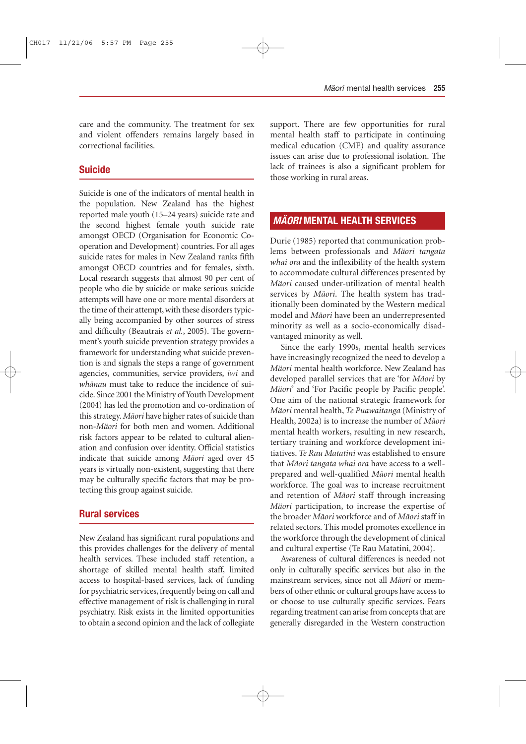care and the community. The treatment for sex and violent offenders remains largely based in correctional facilities.

## Suicide

Suicide is one of the indicators of mental health in the population. New Zealand has the highest reported male youth (15–24 years) suicide rate and the second highest female youth suicide rate amongst OECD (Organisation for Economic Co-operation and Development) countries. For all ages suicide rates for males in New Zealand ranks fifth amongst OECD countries and for females, sixth. Local research suggests that almost 90 per cent of people who die by suicide or make serious suicide attempts will have one or more mental disorders at the time of their attempt, with these disorders typically being accompanied by other sources of stress and difficulty (Beautrais *et al.*, 2005). The government's youth suicide prevention strategy provides a framework for understanding what suicide prevention is and signals the steps a range of government agencies, communities, service providers, *iwi* and *whänau* must take to reduce the incidence of suicide. Since 2001 the Ministry of Youth Development (2004) has led the promotion and co-ordination of this strategy. *Mäori* have higher rates of suicide than non-*Mäori* for both men and women. Additional risk factors appear to be related to cultural alienation and confusion over identity. Official statistics indicate that suicide among *Mäori* aged over 45 years is virtually non-existent, suggesting that there may be culturally specific factors that may be protecting this group against suicide.

## Rural services

New Zealand has significant rural populations and this provides challenges for the delivery of mental health services. These included staff retention, a shortage of skilled mental health staff, limited access to hospital-based services, lack of funding for psychiatric services, frequently being on call and effective management of risk is challenging in rural psychiatry. Risk exists in the limited opportunities to obtain a second opinion and the lack of collegiate support. There are few opportunities for rural mental health staff to participate in continuing medical education (CME) and quality assurance issues can arise due to professional isolation. The lack of trainees is also a significant problem for those working in rural areas.

## *MÄORI* MENTAL HEALTH SERVICES

Durie (1985) reported that communication problems between professionals and *Mäori tangata whai ora* and the inflexibility of the health system to accommodate cultural differences presented by *Mäori* caused under-utilization of mental health services by *Mäori*. The health system has traditionally been dominated by the Western medical model and *Mäori* have been an underrepresented minority as well as a socio-economically disadvantaged minority as well.

Since the early 1990s, mental health services have increasingly recognized the need to develop a *Mäori* mental health workforce. New Zealand has developed parallel services that are 'for *Mäori* by *Mäori*' and 'For Pacific people by Pacific people'. One aim of the national strategic framework for *Mäori* mental health, *Te Puawaitanga* (Ministry of Health, 2002a) is to increase the number of *Mäori* mental health workers, resulting in new research, tertiary training and workforce development initiatives. *Te Rau Matatini* was established to ensure that *Mäori tangata whai ora* have access to a well-prepared and well-qualified *Mäori* mental health workforce. The goal was to increase recruitment and retention of *Mäori* staff through increasing *Mäori* participation, to increase the expertise of the broader *Mäori* workforce and of *Mäori* staff in related sectors. This model promotes excellence in the workforce through the development of clinical and cultural expertise (Te Rau Matatini, 2004).

Awareness of cultural differences is needed not only in culturally specific services but also in the mainstream services, since not all *Mäori* or members of other ethnic or cultural groups have access to or choose to use culturally specific services. Fears regarding treatment can arise from concepts that are generally disregarded in the Western construction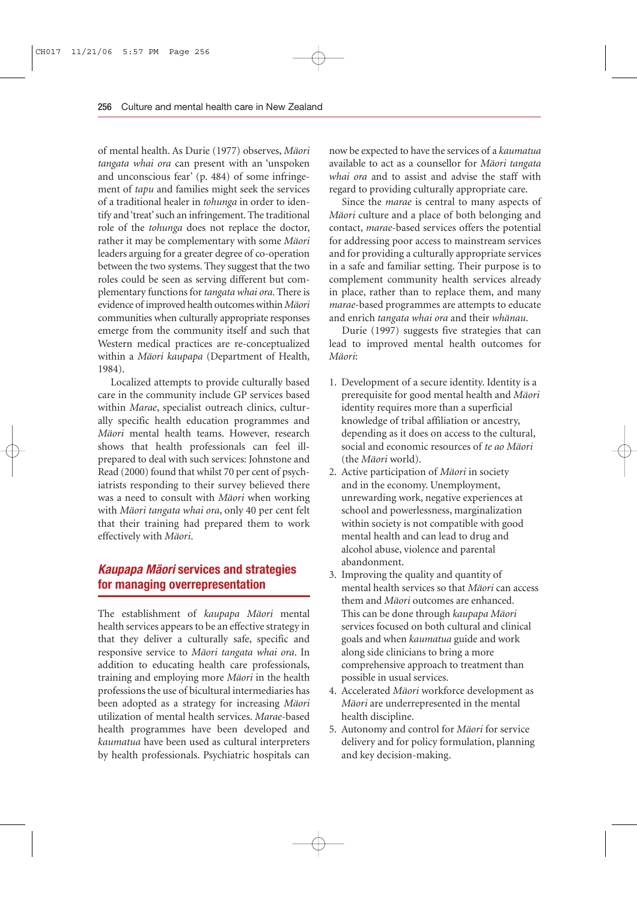of mental health. As Durie (1977) observes, *Mäori tangata whai ora* can present with an 'unspoken and unconscious fear' (p. 484) of some infringement of *tapu* and families might seek the services of a traditional healer in *tohunga* in order to identify and 'treat' such an infringement. The traditional role of the *tohunga* does not replace the doctor, rather it may be complementary with some *Mäori* leaders arguing for a greater degree of co-operation between the two systems. They suggest that the two roles could be seen as serving different but complementary functions for *tangata whai ora*. There is evidence of improved health outcomes within *Mäori* communities when culturally appropriate responses emerge from the community itself and such that Western medical practices are re-conceptualized within a *Mäori kaupapa* (Department of Health, 1984).

Localized attempts to provide culturally based care in the community include GP services based within *Marae*, specialist outreach clinics, culturally specific health education programmes and *Mäori* mental health teams. However, research shows that health professionals can feel ill-prepared to deal with such services: Johnstone and Read (2000) found that whilst 70 per cent of psychiatrists responding to their survey believed there was a need to consult with *Mäori* when working with *Mäori tangata whai ora*, only 40 per cent felt that their training had prepared them to work effectively with *Mäori*.

## *Kaupapa Mäori* services and strategies for managing overrepresentation

The establishment of *kaupapa Mäori* mental health services appears to be an effective strategy in that they deliver a culturally safe, specific and responsive service to *Mäori tangata whai ora*. In addition to educating health care professionals, training and employing more *Mäori* in the health professions the use of bicultural intermediaries has been adopted as a strategy for increasing *Mäori* utilization of mental health services. *Marae*-based health programmes have been developed and *kaumatua* have been used as cultural interpreters by health professionals. Psychiatric hospitals can now be expected to have the services of a *kaumatua* available to act as a counsellor for *Mäori tangata whai ora* and to assist and advise the staff with regard to providing culturally appropriate care.

Since the *marae* is central to many aspects of *Mäori* culture and a place of both belonging and contact, *marae*-based services offers the potential for addressing poor access to mainstream services and for providing a culturally appropriate services in a safe and familiar setting. Their purpose is to complement community health services already in place, rather than to replace them, and many *marae*-based programmes are attempts to educate and enrich *tangata whai ora* and their *whänau*.

Durie (1997) suggests five strategies that can lead to improved mental health outcomes for *Mäori*:

1. Development of a secure identity. Identity is a prerequisite for good mental health and *Mäori* identity requires more than a superficial knowledge of tribal affiliation or ancestry, depending as it does on access to the cultural, social and economic resources of *te ao Mäori* (the *Mäori* world).
2. Active participation of *Mäori* in society and in the economy. Unemployment, unrewarding work, negative experiences at school and powerlessness, marginalization within society is not compatible with good mental health and can lead to drug and alcohol abuse, violence and parental abandonment.
3. Improving the quality and quantity of mental health services so that *Mäori* can access them and *Mäori* outcomes are enhanced. This can be done through *kaupapa Mäori* services focused on both cultural and clinical goals and when *kaumatua* guide and work along side clinicians to bring a more comprehensive approach to treatment than possible in usual services.
4. Accelerated *Mäori* workforce development as *Mäori* are underrepresented in the mental health discipline.
5. Autonomy and control for *Mäori* for service delivery and for policy formulation, planning and key decision-making.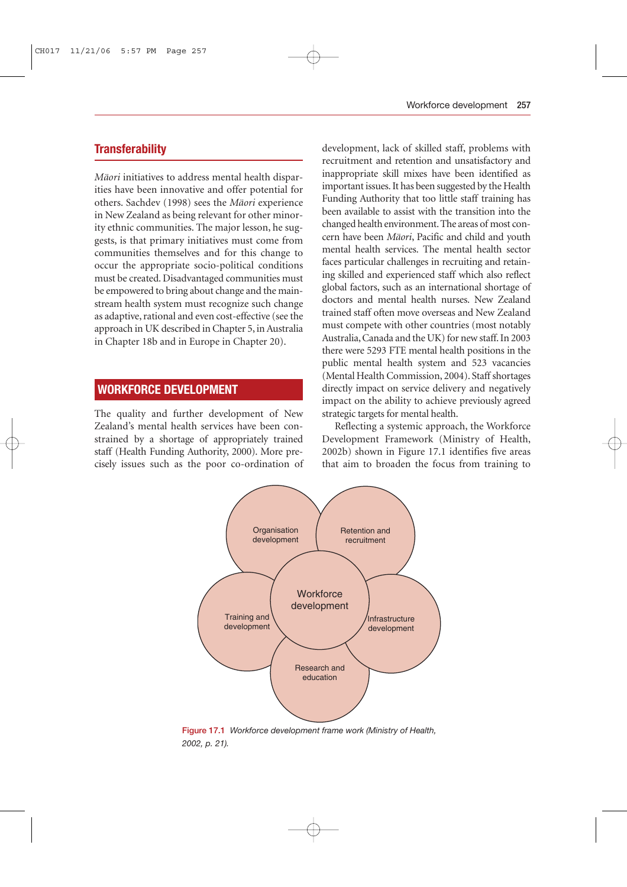## Transferability

*Māori* initiatives to address mental health disparities have been innovative and offer potential for others. Sachdev (1998) sees the *Māori* experience in New Zealand as being relevant for other minority ethnic communities. The major lesson, he suggests, is that primary initiatives must come from communities themselves and for this change to occur the appropriate socio-political conditions must be created. Disadvantaged communities must be empowered to bring about change and the mainstream health system must recognize such change as adaptive, rational and even cost-effective (see the approach in UK described in Chapter 5, in Australia in Chapter 18b and in Europe in Chapter 20).

## WORKFORCE DEVELOPMENT

The quality and further development of New Zealand's mental health services have been constrained by a shortage of appropriately trained staff (Health Funding Authority, 2000). More precisely issues such as the poor co-ordination of development, lack of skilled staff, problems with recruitment and retention and unsatisfactory and inappropriate skill mixes have been identified as important issues. It has been suggested by the Health Funding Authority that too little staff training has been available to assist with the transition into the changed health environment. The areas of most concern have been *Māori*, Pacific and child and youth mental health services. The mental health sector faces particular challenges in recruiting and retaining skilled and experienced staff which also reflect global factors, such as an international shortage of doctors and mental health nurses. New Zealand trained staff often move overseas and New Zealand must compete with other countries (most notably Australia, Canada and the UK) for new staff. In 2003 there were 5293 FTE mental health positions in the public mental health system and 523 vacancies (Mental Health Commission, 2004). Staff shortages directly impact on service delivery and negatively impact on the ability to achieve previously agreed strategic targets for mental health.

Reflecting a systemic approach, the Workforce Development Framework (Ministry of Health, 2002b) shown in Figure 17.1 identifies five areas that aim to broaden the focus from training to

Workforce development: Organisation development; Retention and recruitment; Infrastructure development; Research and education; Training and development

Figure 17.1 *Workforce development frame work (Ministry of Health, 2002, p. 21).*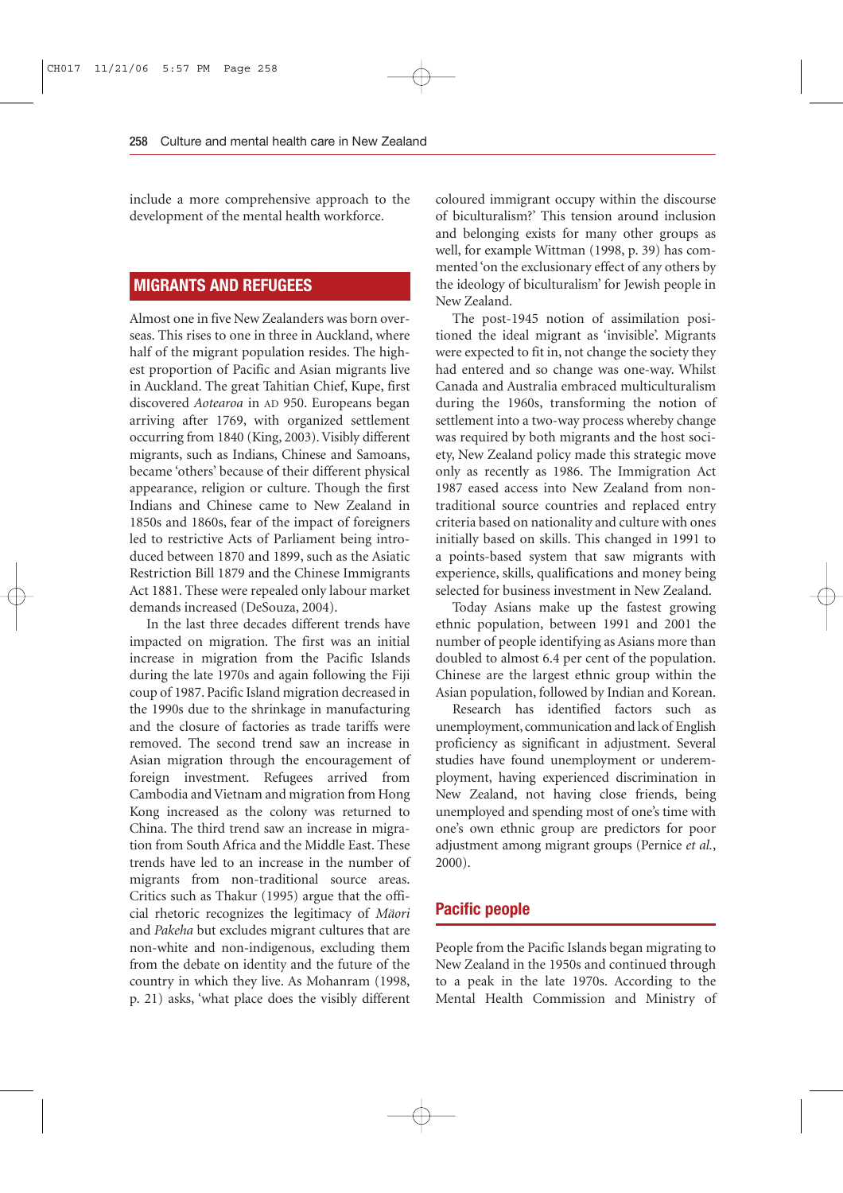include a more comprehensive approach to the development of the mental health workforce.

## MIGRANTS AND REFUGEES

Almost one in five New Zealanders was born overseas. This rises to one in three in Auckland, where half of the migrant population resides. The highest proportion of Pacific and Asian migrants live in Auckland. The great Tahitian Chief, Kupe, first discovered *Aotearoa* in AD 950. Europeans began arriving after 1769, with organized settlement occurring from 1840 (King, 2003). Visibly different migrants, such as Indians, Chinese and Samoans, became 'others' because of their different physical appearance, religion or culture. Though the first Indians and Chinese came to New Zealand in 1850s and 1860s, fear of the impact of foreigners led to restrictive Acts of Parliament being introduced between 1870 and 1899, such as the Asiatic Restriction Bill 1879 and the Chinese Immigrants Act 1881. These were repealed only labour market demands increased (DeSouza, 2004).

In the last three decades different trends have impacted on migration. The first was an initial increase in migration from the Pacific Islands during the late 1970s and again following the Fiji coup of 1987. Pacific Island migration decreased in the 1990s due to the shrinkage in manufacturing and the closure of factories as trade tariffs were removed. The second trend saw an increase in Asian migration through the encouragement of foreign investment. Refugees arrived from Cambodia and Vietnam and migration from Hong Kong increased as the colony was returned to China. The third trend saw an increase in migration from South Africa and the Middle East. These trends have led to an increase in the number of migrants from non-traditional source areas. Critics such as Thakur (1995) argue that the official rhetoric recognizes the legitimacy of *Mäori* and *Pakeha* but excludes migrant cultures that are non-white and non-indigenous, excluding them from the debate on identity and the future of the country in which they live. As Mohanram (1998, p. 21) asks, 'what place does the visibly different coloured immigrant occupy within the discourse of biculturalism?' This tension around inclusion and belonging exists for many other groups as well, for example Wittman (1998, p. 39) has commented 'on the exclusionary effect of any others by the ideology of biculturalism' for Jewish people in New Zealand.

The post-1945 notion of assimilation positioned the ideal migrant as 'invisible'. Migrants were expected to fit in, not change the society they had entered and so change was one-way. Whilst Canada and Australia embraced multiculturalism during the 1960s, transforming the notion of settlement into a two-way process whereby change was required by both migrants and the host society, New Zealand policy made this strategic move only as recently as 1986. The Immigration Act 1987 eased access into New Zealand from non-traditional source countries and replaced entry criteria based on nationality and culture with ones initially based on skills. This changed in 1991 to a points-based system that saw migrants with experience, skills, qualifications and money being selected for business investment in New Zealand.

Today Asians make up the fastest growing ethnic population, between 1991 and 2001 the number of people identifying as Asians more than doubled to almost 6.4 per cent of the population. Chinese are the largest ethnic group within the Asian population, followed by Indian and Korean.

Research has identified factors such as unemployment, communication and lack of English proficiency as significant in adjustment. Several studies have found unemployment or underemployment, having experienced discrimination in New Zealand, not having close friends, being unemployed and spending most of one's time with one's own ethnic group are predictors for poor adjustment among migrant groups (Pernice *et al.*, 2000).

### Pacific people

People from the Pacific Islands began migrating to New Zealand in the 1950s and continued through to a peak in the late 1970s. According to the Mental Health Commission and Ministry of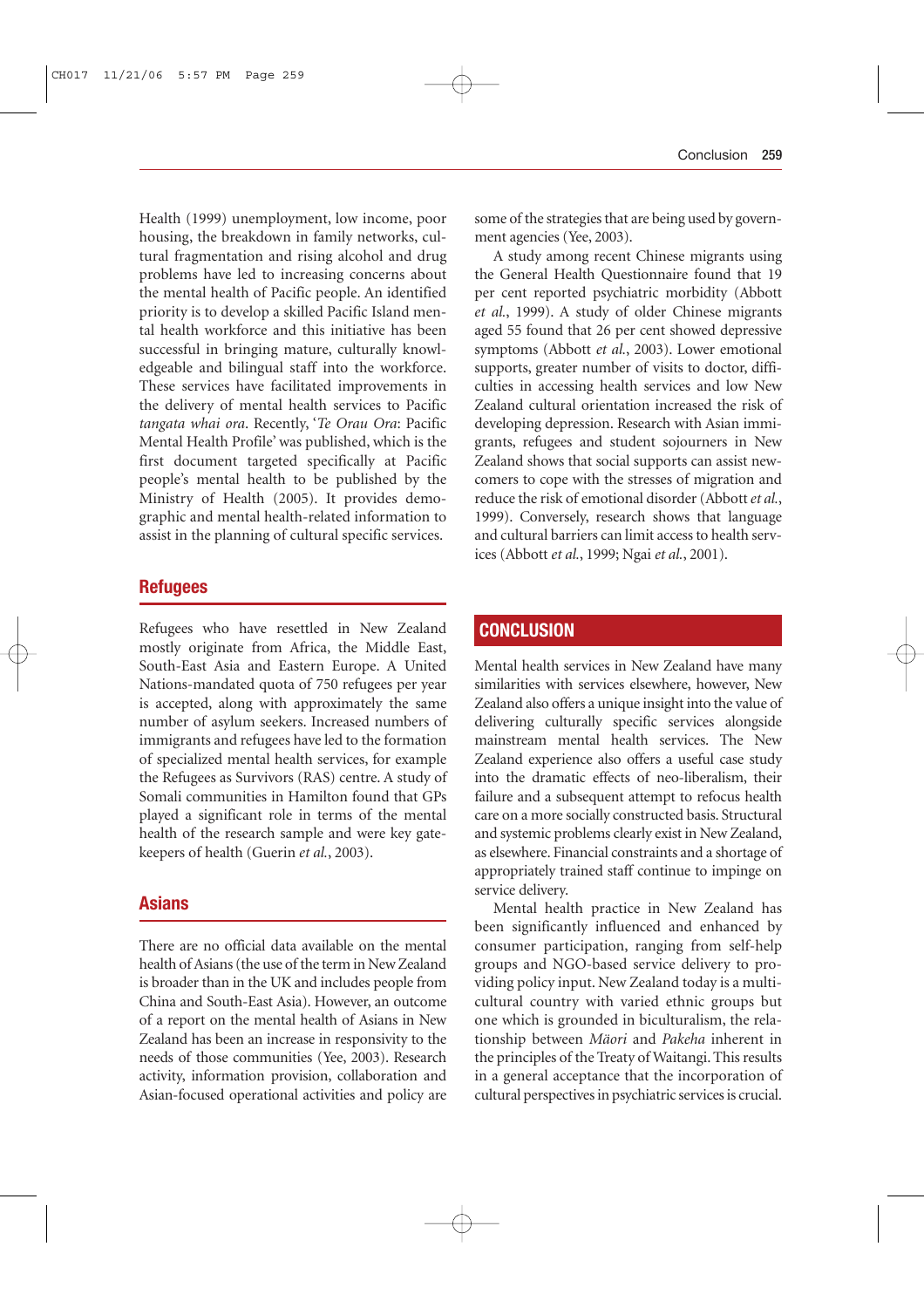Health (1999) unemployment, low income, poor housing, the breakdown in family networks, cultural fragmentation and rising alcohol and drug problems have led to increasing concerns about the mental health of Pacific people. An identified priority is to develop a skilled Pacific Island mental health workforce and this initiative has been successful in bringing mature, culturally knowledgeable and bilingual staff into the workforce. These services have facilitated improvements in the delivery of mental health services to Pacific *tangata whai ora*. Recently, '*Te Orau Ora*: Pacific Mental Health Profile' was published, which is the first document targeted specifically at Pacific people's mental health to be published by the Ministry of Health (2005). It provides demographic and mental health-related information to assist in the planning of cultural specific services.

## Refugees

Refugees who have resettled in New Zealand mostly originate from Africa, the Middle East, South-East Asia and Eastern Europe. A United Nations-mandated quota of 750 refugees per year is accepted, along with approximately the same number of asylum seekers. Increased numbers of immigrants and refugees have led to the formation of specialized mental health services, for example the Refugees as Survivors (RAS) centre. A study of Somali communities in Hamilton found that GPs played a significant role in terms of the mental health of the research sample and were key gatekeepers of health (Guerin *et al.*, 2003).

## Asians

There are no official data available on the mental health of Asians (the use of the term in New Zealand is broader than in the UK and includes people from China and South-East Asia). However, an outcome of a report on the mental health of Asians in New Zealand has been an increase in responsivity to the needs of those communities (Yee, 2003). Research activity, information provision, collaboration and Asian-focused operational activities and policy are some of the strategies that are being used by government agencies (Yee, 2003).

A study among recent Chinese migrants using the General Health Questionnaire found that 19 per cent reported psychiatric morbidity (Abbott *et al.*, 1999). A study of older Chinese migrants aged 55 found that 26 per cent showed depressive symptoms (Abbott *et al.*, 2003). Lower emotional supports, greater number of visits to doctor, difficulties in accessing health services and low New Zealand cultural orientation increased the risk of developing depression. Research with Asian immigrants, refugees and student sojourners in New Zealand shows that social supports can assist newcomers to cope with the stresses of migration and reduce the risk of emotional disorder (Abbott *et al.*, 1999). Conversely, research shows that language and cultural barriers can limit access to health services (Abbott *et al.*, 1999; Ngai *et al.*, 2001).

# CONCLUSION

Mental health services in New Zealand have many similarities with services elsewhere, however, New Zealand also offers a unique insight into the value of delivering culturally specific services alongside mainstream mental health services. The New Zealand experience also offers a useful case study into the dramatic effects of neo-liberalism, their failure and a subsequent attempt to refocus health care on a more socially constructed basis. Structural and systemic problems clearly exist in New Zealand, as elsewhere. Financial constraints and a shortage of appropriately trained staff continue to impinge on service delivery.

Mental health practice in New Zealand has been significantly influenced and enhanced by consumer participation, ranging from self-help groups and NGO-based service delivery to providing policy input. New Zealand today is a multicultural country with varied ethnic groups but one which is grounded in biculturalism, the relationship between *Mäori* and *Pakeha* inherent in the principles of the Treaty of Waitangi. This results in a general acceptance that the incorporation of cultural perspectives in psychiatric services is crucial.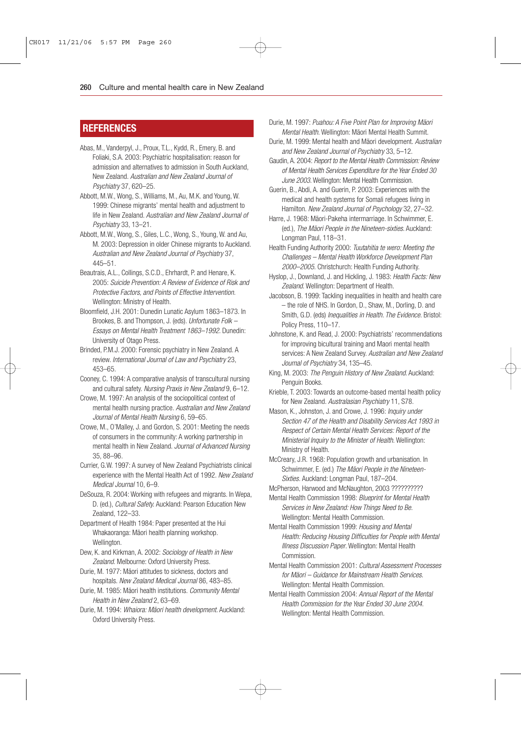## REFERENCES

Abas, M., Vanderpyl, J., Proux, T.L., Kydd, R., Emery, B. and Foliaki, S.A. 2003: Psychiatric hospitalisation: reason for admission and alternatives to admission in South Auckland, New Zealand. *Australian and New Zealand Journal of Psychiatry* 37, 620–25.

Abbott, M.W., Wong, S., Williams, M., Au, M.K. and Young, W. 1999: Chinese migrants' mental health and adjustment to life in New Zealand. *Australian and New Zealand Journal of Psychiatry* 33, 13–21.

Abbott, M.W., Wong, S., Giles, L.C., Wong, S., Young, W. and Au, M. 2003: Depression in older Chinese migrants to Auckland. *Australian and New Zealand Journal of Psychiatry* 37, 445–51.

Beautrais, A.L., Collings, S.C.D., Ehrhardt, P. and Henare, K. 2005: *Suicide Prevention: A Review of Evidence of Risk and Protective Factors, and Points of Effective Intervention.* Wellington: Ministry of Health.

Bloomfield, J.H. 2001: Dunedin Lunatic Asylum 1863–1873. In Brookes, B. and Thompson, J. (eds). *Unfortunate Folk – Essays on Mental Health Treatment 1863–1992.* Dunedin: University of Otago Press.

Brinded, P.M.J. 2000: Forensic psychiatry in New Zealand. A review. *International Journal of Law and Psychiatry* 23, 453–65.

Cooney, C. 1994: A comparative analysis of transcultural nursing and cultural safety. *Nursing Praxis in New Zealand* 9, 6–12.

Crowe, M. 1997: An analysis of the sociopolitical context of mental health nursing practice. *Australian and New Zealand Journal of Mental Health Nursing* 6, 59–65.

Crowe, M., O'Malley, J. and Gordon, S. 2001: Meeting the needs of consumers in the community: A working partnership in mental health in New Zealand. *Journal of Advanced Nursing* 35, 88–96.

Currier, G.W. 1997: A survey of New Zealand Psychiatrists clinical experience with the Mental Health Act of 1992. *New Zealand Medical Journal* 10, 6–9.

DeSouza, R. 2004: Working with refugees and migrants. In Wepa, D. (ed.), *Cultural Safety.* Auckland: Pearson Education New Zealand, 122–33.

Department of Health 1984: Paper presented at the Hui Whakaoranga: Māori health planning workshop. Wellington.

Dew, K. and Kirkman, A. 2002: *Sociology of Health in New Zealand.* Melbourne: Oxford University Press.

Durie, M. 1977: Māori attitudes to sickness, doctors and hospitals. *New Zealand Medical Journal* 86, 483–85.

Durie, M. 1985: Māori health institutions. *Community Mental Health in New Zealand* 2, 63–69.

Durie, M. 1994: *Whaiora: Māori health development.* Auckland: Oxford University Press.

Durie, M. 1997: *Puahou: A Five Point Plan for Improving Māori Mental Health.* Wellington: Māori Mental Health Summit.

Durie, M. 1999: Mental health and Māori development. *Australian and New Zealand Journal of Psychiatry* 33, 5–12.

Gaudin, A. 2004: *Report to the Mental Health Commission: Review of Mental Health Services Expenditure for the Year Ended 30 June 2003.* Wellington: Mental Health Commission.

Guerin, B., Abdi, A. and Guerin, P. 2003: Experiences with the medical and health systems for Somali refugees living in Hamilton. *New Zealand Journal of Psychology* 32, 27–32.

Harre, J. 1968: Māori-Pakeha intermarriage. In Schwimmer, E. (ed.), *The Māori People in the Nineteen-sixties.* Auckland: Longman Paul, 118–31.

Health Funding Authority 2000: *Tuutahitia te wero: Meeting the Challenges – Mental Health Workforce Development Plan 2000–2005.* Christchurch: Health Funding Authority.

Hyslop, J., Downland, J. and Hickling, J. 1983: *Health Facts: New Zealand.* Wellington: Department of Health.

Jacobson, B. 1999: Tackling inequalities in health and health care – the role of NHS. In Gordon, D., Shaw, M., Dorling, D. and Smith, G.D. (eds) *Inequalities in Health. The Evidence.* Bristol: Policy Press, 110–17.

Johnstone, K. and Read, J. 2000: Psychiatrists' recommendations for improving bicultural training and Maori mental health services: A New Zealand Survey. *Australian and New Zealand Journal of Psychiatry* 34, 135–45.

King, M. 2003: *The Penguin History of New Zealand.* Auckland: Penguin Books.

Krieble, T. 2003: Towards an outcome-based mental health policy for New Zealand. *Australasian Psychiatry* 11, S78.

Mason, K., Johnston, J. and Crowe, J. 1996: *Inquiry under Section 47 of the Health and Disability Services Act 1993 in Respect of Certain Mental Health Services: Report of the Ministerial Inquiry to the Minister of Health.* Wellington: Ministry of Health.

McCreary, J.R. 1968: Population growth and urbanisation. In Schwimmer, E. (ed.) *The Māori People in the Nineteen-Sixties.* Auckland: Longman Paul, 187–204.

McPherson, Harwood and McNaughton, 2003 ??????????

Mental Health Commission 1998: *Blueprint for Mental Health Services in New Zealand: How Things Need to Be.* Wellington: Mental Health Commission.

Mental Health Commission 1999: *Housing and Mental Health: Reducing Housing Difficulties for People with Mental Illness Discussion Paper.* Wellington: Mental Health Commission.

Mental Health Commission 2001: *Cultural Assessment Processes for Māori – Guidance for Mainstream Health Services.* Wellington: Mental Health Commission.

Mental Health Commission 2004: *Annual Report of the Mental Health Commission for the Year Ended 30 June 2004.* Wellington: Mental Health Commission.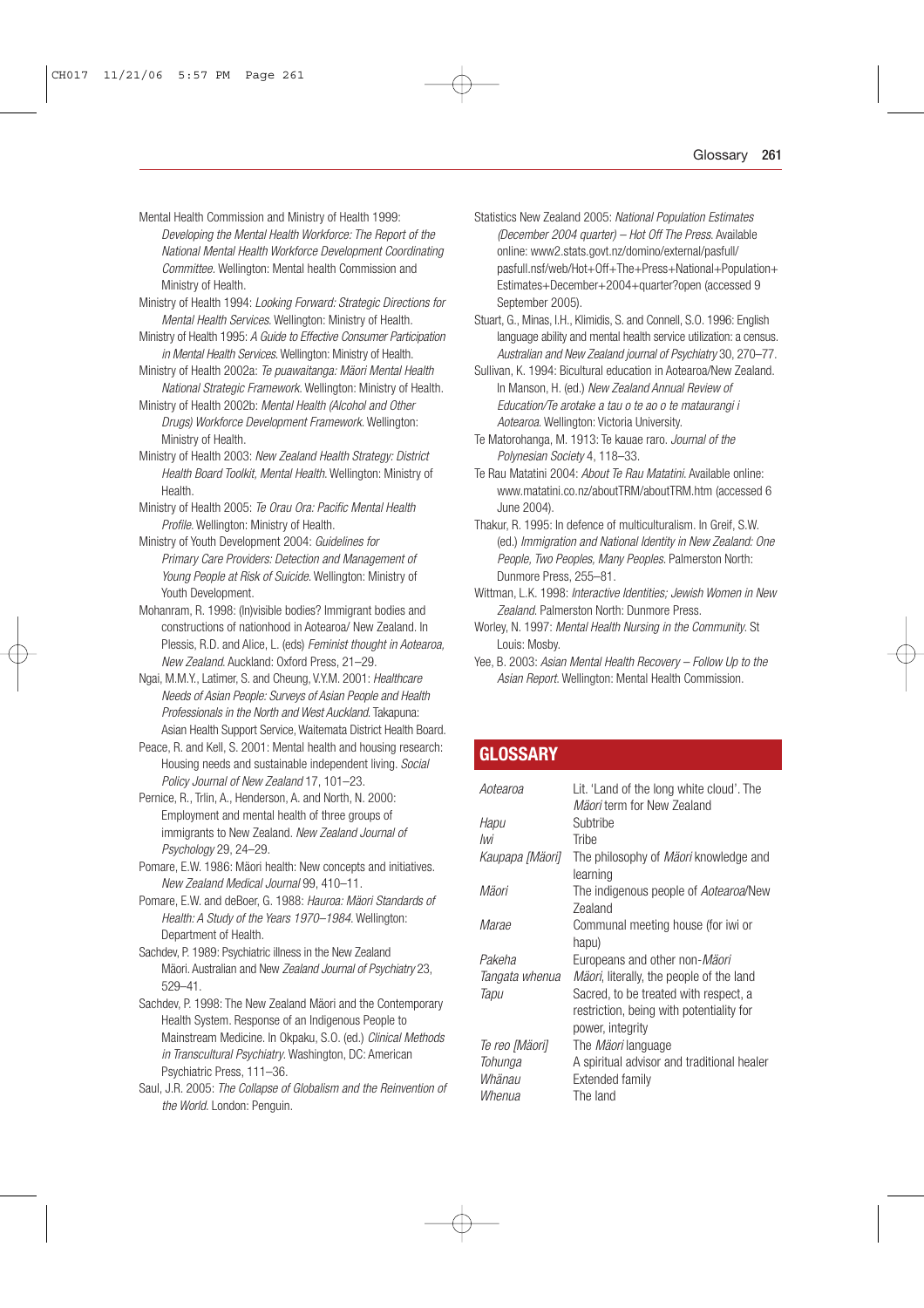Mental Health Commission and Ministry of Health 1999: *Developing the Mental Health Workforce: The Report of the National Mental Health Workforce Development Coordinating Committee*. Wellington: Mental health Commission and Ministry of Health.

Ministry of Health 1994: *Looking Forward: Strategic Directions for Mental Health Services*. Wellington: Ministry of Health.

Ministry of Health 1995: *A Guide to Effective Consumer Participation in Mental Health Services*. Wellington: Ministry of Health.

Ministry of Health 2002a: *Te puawaitanga: Māori Mental Health National Strategic Framework*. Wellington: Ministry of Health.

Ministry of Health 2002b: *Mental Health (Alcohol and Other Drugs) Workforce Development Framework*. Wellington: Ministry of Health.

Ministry of Health 2003: *New Zealand Health Strategy: District Health Board Toolkit, Mental Health*. Wellington: Ministry of Health.

Ministry of Health 2005: *Te Orau Ora: Pacific Mental Health Profile*. Wellington: Ministry of Health.

Ministry of Youth Development 2004: *Guidelines for Primary Care Providers: Detection and Management of Young People at Risk of Suicide*. Wellington: Ministry of Youth Development.

Mohanram, R. 1998: (In)visible bodies? Immigrant bodies and constructions of nationhood in Aotearoa/ New Zealand. In Plessis, R.D. and Alice, L. (eds) *Feminist thought in Aotearoa, New Zealand*. Auckland: Oxford Press, 21–29.

Ngai, M.M.Y., Latimer, S. and Cheung, V.Y.M. 2001: *Healthcare Needs of Asian People: Surveys of Asian People and Health Professionals in the North and West Auckland*. Takapuna: Asian Health Support Service, Waitemata District Health Board.

Peace, R. and Kell, S. 2001: Mental health and housing research: Housing needs and sustainable independent living. *Social Policy Journal of New Zealand* 17, 101–23.

Pernice, R., Trlin, A., Henderson, A. and North, N. 2000: Employment and mental health of three groups of immigrants to New Zealand. *New Zealand Journal of Psychology* 29, 24–29.

Pomare, E.W. 1986: Māori health: New concepts and initiatives. *New Zealand Medical Journal* 99, 410–11.

Pomare, E.W. and deBoer, G. 1988: *Hauroa: Māori Standards of Health: A Study of the Years 1970–1984*. Wellington: Department of Health.

Sachdev, P. 1989: Psychiatric illness in the New Zealand Māori. Australian and New *Zealand Journal of Psychiatry* 23, 529–41.

Sachdev, P. 1998: The New Zealand Māori and the Contemporary Health System. Response of an Indigenous People to Mainstream Medicine. In Okpaku, S.O. (ed.) *Clinical Methods in Transcultural Psychiatry*. Washington, DC: American Psychiatric Press, 111–36.

Saul, J.R. 2005: *The Collapse of Globalism and the Reinvention of the World*. London: Penguin.

Statistics New Zealand 2005: *National Population Estimates (December 2004 quarter) – Hot Off The Press*. Available online: www2.stats.govt.nz/domino/external/pasfull/pasfull.nsf/web/Hot+Off+The+Press+National+Population+Estimates+December+2004+quarter?open (accessed 9 September 2005).

Stuart, G., Minas, I.H., Klimidis, S. and Connell, S.O. 1996: English language ability and mental health service utilization: a census. *Australian and New Zealand journal of Psychiatry* 30, 270–77.

Sullivan, K. 1994: Bicultural education in Aotearoa/New Zealand. In Manson, H. (ed.) *New Zealand Annual Review of Education/Te arotake a tau o te ao o te mataurangi i Aotearoa*. Wellington: Victoria University.

Te Matorohanga, M. 1913: Te kauae raro. *Journal of the Polynesian Society* 4, 118–33.

Te Rau Matatini 2004: *About Te Rau Matatini*. Available online: www.matatini.co.nz/aboutTRM/aboutTRM.htm (accessed 6 June 2004).

Thakur, R. 1995: In defence of multiculturalism. In Greif, S.W. (ed.) *Immigration and National Identity in New Zealand: One People, Two Peoples, Many Peoples*. Palmerston North: Dunmore Press, 255–81.

Wittman, L.K. 1998: *Interactive Identities; Jewish Women in New Zealand*. Palmerston North: Dunmore Press.

Worley, N. 1997: *Mental Health Nursing in the Community*. St Louis: Mosby.

Yee, B. 2003: *Asian Mental Health Recovery – Follow Up to the Asian Report*. Wellington: Mental Health Commission.

## GLOSSARY

| | |
|---|---|
| *Aotearoa* | Lit. 'Land of the long white cloud'. The *Māori* term for New Zealand |
| *Hapu* | Subtribe |
| *Iwi* | Tribe |
| *Kaupapa [Māori]* | The philosophy of *Māori* knowledge and learning |
| *Māori* | The indigenous people of *Aotearoa*/New Zealand |
| *Marae* | Communal meeting house (for iwi or hapu) |
| *Pakeha* | Europeans and other non-*Māori* |
| *Tangata whenua* | *Māori*, literally, the people of the land |
| *Tapu* | Sacred, to be treated with respect, a restriction, being with potentiality for power, integrity |
| *Te reo [Māori]* | The *Māori* language |
| *Tohunga* | A spiritual advisor and traditional healer |
| *Whānau* | Extended family |
| *Whenua* | The land |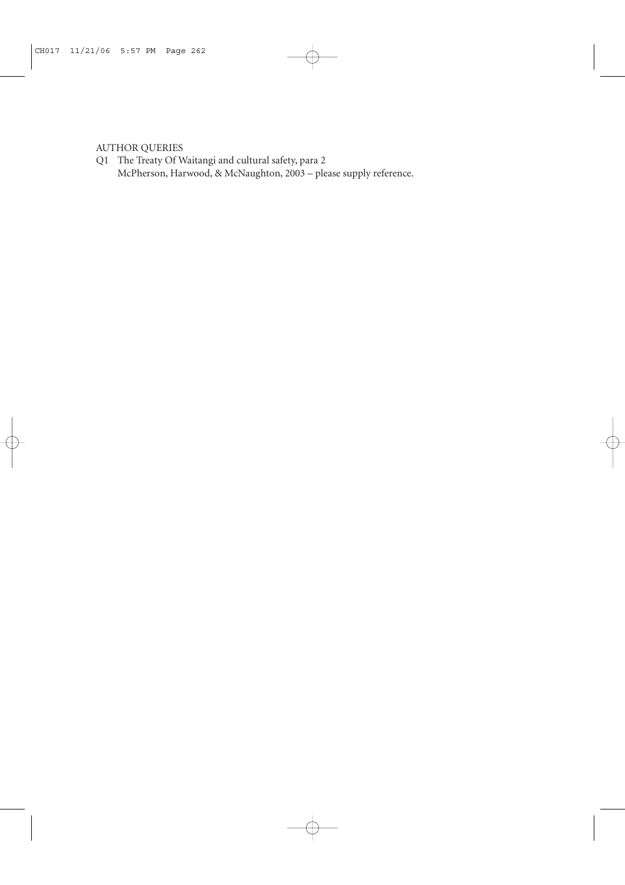AUTHOR QUERIES

Q1 The Treaty Of Waitangi and cultural safety, para 2
McPherson, Harwood, & McNaughton, 2003 – please supply reference.